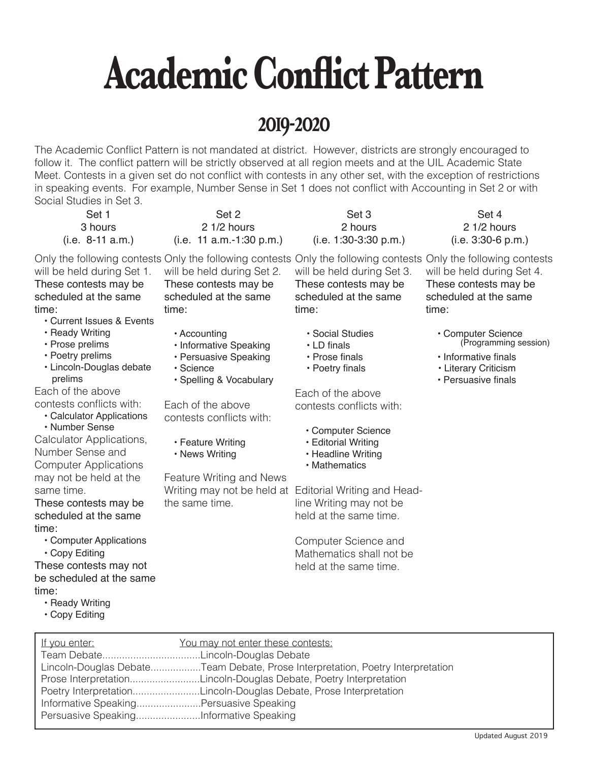# Academic Conflict Pattern

## 2019-2020

The Academic Conflict Pattern is not mandated at district. However, districts are strongly encouraged to follow it. The conflict pattern will be strictly observed at all region meets and at the UIL Academic State Meet. Contests in a given set do not conflict with contests in any other set, with the exception of restrictions in speaking events. For example, Number Sense in Set 1 does not conflict with Accounting in Set 2 or with Social Studies in Set 3.

### Set 1
3 hours
(i.e. 8-11 a.m.)

Only the following contests will be held during Set 1.

These contests may be scheduled at the same time:

- Current Issues & Events
- Ready Writing
- Prose prelims
- Poetry prelims
- Lincoln-Douglas debate prelims

Each of the above contests conflicts with:

- Calculator Applications
- Number Sense

Calculator Applications, Number Sense and Computer Applications may not be held at the same time.

These contests may be scheduled at the same time:

- Computer Applications
- Copy Editing

These contests may not be scheduled at the same time:

- Ready Writing
- Copy Editing

### Set 2
2 1/2 hours
(i.e. 11 a.m.-1:30 p.m.)

Only the following contests will be held during Set 2.

These contests may be scheduled at the same time:

- Accounting
- Informative Speaking
- Persuasive Speaking
- Science
- Spelling & Vocabulary

Each of the above contests conflicts with:

- Feature Writing
- News Writing

Feature Writing and News Writing may not be held at the same time.

### Set 3
2 hours
(i.e. 1:30-3:30 p.m.)

Only the following contests will be held during Set 3.

These contests may be scheduled at the same time:

- Social Studies
- LD finals
- Prose finals
- Poetry finals

Each of the above contests conflicts with:

- Computer Science
- Editorial Writing
- Headline Writing
- Mathematics

Editorial Writing and Headline Writing may not be held at the same time.

Computer Science and Mathematics shall not be held at the same time.

### Set 4
2 1/2 hours
(i.e. 3:30-6 p.m.)

Only the following contests will be held during Set 4.

These contests may be scheduled at the same time:

- Computer Science (Programming session)
- Informative finals
- Literary Criticism
- Persuasive finals

| If you enter: | You may not enter these contests: |
| --- | --- |
| Team Debate | Lincoln-Douglas Debate |
| Lincoln-Douglas Debate | Team Debate, Prose Interpretation, Poetry Interpretation |
| Prose Interpretation | Lincoln-Douglas Debate, Poetry Interpretation |
| Poetry Interpretation | Lincoln-Douglas Debate, Prose Interpretation |
| Informative Speaking | Persuasive Speaking |
| Persuasive Speaking | Informative Speaking |

Updated August 2019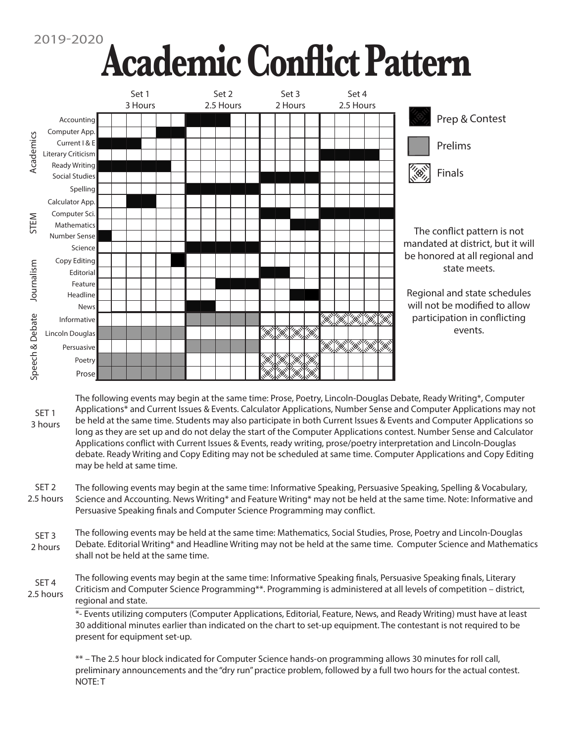2019-2020

# Academic Conflict Pattern

| Category | Event | Set 1 3 Hours | | | | | | Set 2 2.5 Hours | | | | | Set 3 2 Hours | | | | Set 4 2.5 Hours | | | | |
|---|---|---|---|---|---|---|---|---|---|---|---|---|---|---|---|---|---|---|---|---|---|
| Academics | Accounting | | | | | | | ■ | ■ | ■ | | | | | | | | | | | |
| | Computer App. | | | | | ■ | ■ | | | | | | | | | | | | | | |
| | Current I & E | ■ | ■ | ■ | | | | | | | | | | | | | | | | | |
| | Literary Criticism | | | | | | | | | | | | | | | | ■ | ■ | ■ | ■ | |
| | Ready Writing | ■ | ■ | ■ | ■ | ■ | | | | | | | | | | | | | | | |
| | Social Studies | | | | | | | | | | | | ■ | ■ | ■ | ■ | | | | | |
| | Spelling | | | | | | | ■ | ■ | ■ | ■ | ■ | | | | | | | | | |
| STEM | Calculator App. | | | ■ | ■ | | | | | | | | | | | | | | | | |
| | Computer Sci. | | | | | | | | | | | | ■ | ■ | | | ■ | ■ | ■ | ■ | ■ |
| | Mathematics | | | | | | | | | | | | | | ■ | ■ | | | | | |
| | Number Sense | ■ | | | | | | | | | | | | | | | | | | | |
| | Science | | | | | | | ■ | ■ | ■ | ■ | ■ | | | | | | | | | |
| Journalism | Copy Editing | | | | | | ■ | | | | | | | | | | | | | | |
| | Editorial | | | | | | | | | | | | ■ | ■ | | | | | | | |
| | Feature | | | | | | | | | ■ | ■ | ■ | | | | | | | | | |
| | Headline | | | | | | | | | | | | | | ■ | ■ | | | | | |
| | News | | | | | | | ■ | ■ | | | | | | | | | | | | |
| Speech & Debate | Informative | | | | | | | P | P | P | P | P | | | | | F | F | F | F | F |
| | Lincoln Douglas | P | P | P | P | P | P | | | | | | F | F | F | F | | | | | |
| | Persuasive | | | | | | | P | P | P | P | P | | | | | F | F | F | F | F |
| | Poetry | P | P | P | P | P | P | | | | | | F | F | F | F | | | | | |
| | Prose | P | P | P | P | P | P | | | | | | F | F | F | F | | | | | |

■ Prep & Contest

P Prelims

F Finals

The conflict pattern is not mandated at district, but it will be honored at all regional and state meets.

Regional and state schedules will not be modified to allow participation in conflicting events.

**SET 1 3 hours** — The following events may begin at the same time: Prose, Poetry, Lincoln-Douglas Debate, Ready Writing*, Computer Applications* and Current Issues & Events. Calculator Applications, Number Sense and Computer Applications may not be held at the same time. Students may also participate in both Current Issues & Events and Computer Applications so long as they are set up and do not delay the start of the Computer Applications contest. Number Sense and Calculator Applications conflict with Current Issues & Events, ready writing, prose/poetry interpretation and Lincoln-Douglas debate. Ready Writing and Copy Editing may not be scheduled at same time. Computer Applications and Copy Editing may be held at same time.

**SET 2 2.5 hours** — The following events may begin at the same time: Informative Speaking, Persuasive Speaking, Spelling & Vocabulary, Science and Accounting. News Writing* and Feature Writing* may not be held at the same time. Note: Informative and Persuasive Speaking finals and Computer Science Programming may conflict.

**SET 3 2 hours** — The following events may be held at the same time: Mathematics, Social Studies, Prose, Poetry and Lincoln-Douglas Debate. Editorial Writing* and Headline Writing may not be held at the same time. Computer Science and Mathematics shall not be held at the same time.

**SET 4 2.5 hours** — The following events may begin at the same time: Informative Speaking finals, Persuasive Speaking finals, Literary Criticism and Computer Science Programming**. Programming is administered at all levels of competition – district, regional and state.

*- Events utilizing computers (Computer Applications, Editorial, Feature, News, and Ready Writing) must have at least 30 additional minutes earlier than indicated on the chart to set-up equipment. The contestant is not required to be present for equipment set-up.

** – The 2.5 hour block indicated for Computer Science hands-on programming allows 30 minutes for roll call, preliminary announcements and the "dry run" practice problem, followed by a full two hours for the actual contest. NOTE: T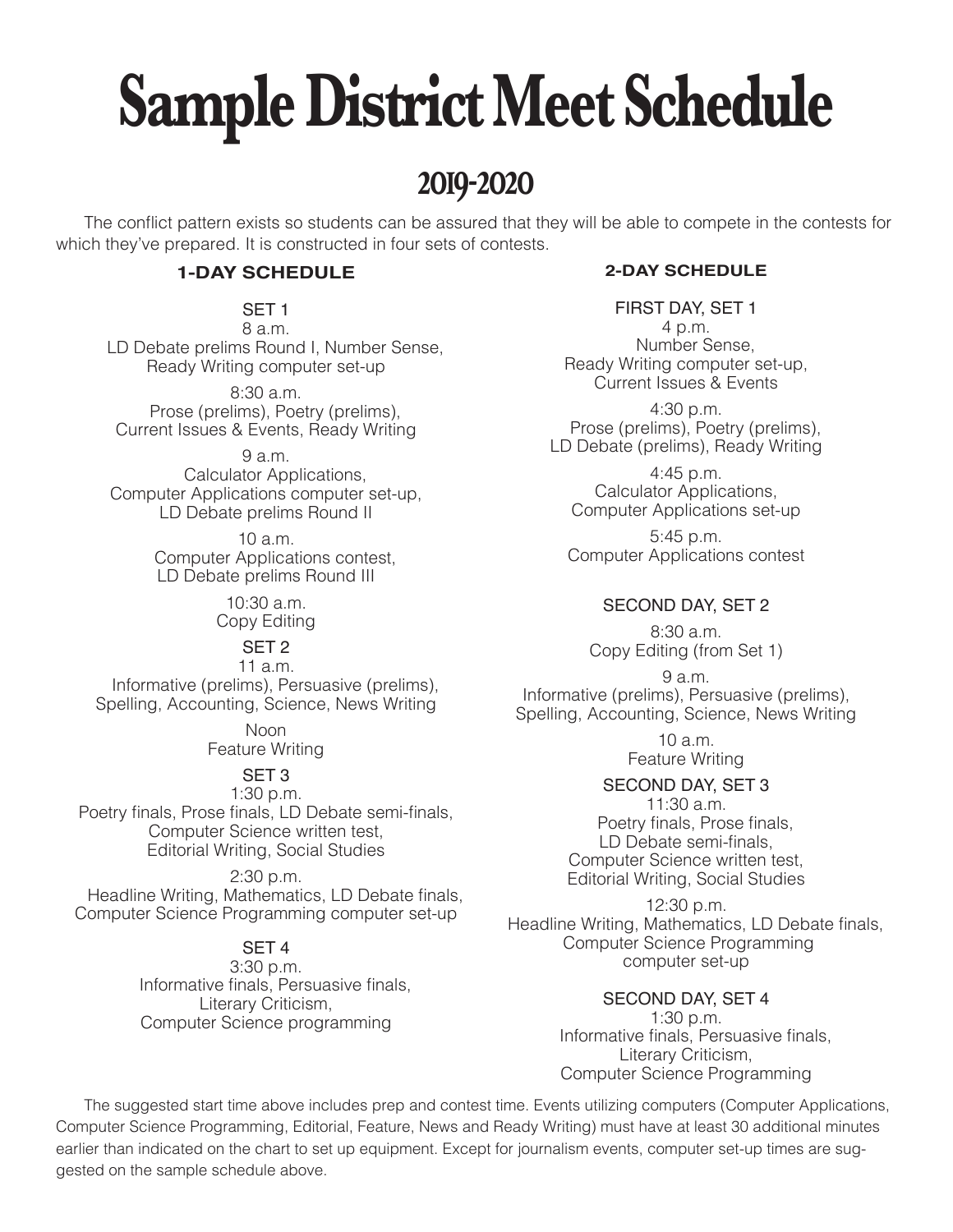# Sample District Meet Schedule

## 2019-2020

The conflict pattern exists so students can be assured that they will be able to compete in the contests for which they've prepared. It is constructed in four sets of contests.

### 1-DAY SCHEDULE

SET 1

8 a.m.
LD Debate prelims Round I, Number Sense, Ready Writing computer set-up

8:30 a.m.
Prose (prelims), Poetry (prelims), Current Issues & Events, Ready Writing

9 a.m.
Calculator Applications, Computer Applications computer set-up, LD Debate prelims Round II

10 a.m.
Computer Applications contest, LD Debate prelims Round III

10:30 a.m.
Copy Editing

SET 2

11 a.m.
Informative (prelims), Persuasive (prelims), Spelling, Accounting, Science, News Writing

Noon
Feature Writing

SET 3

1:30 p.m.
Poetry finals, Prose finals, LD Debate semi-finals, Computer Science written test, Editorial Writing, Social Studies

2:30 p.m.
Headline Writing, Mathematics, LD Debate finals, Computer Science Programming computer set-up

SET 4

3:30 p.m.
Informative finals, Persuasive finals, Literary Criticism, Computer Science programming

### 2-DAY SCHEDULE

FIRST DAY, SET 1

4 p.m.
Number Sense, Ready Writing computer set-up, Current Issues & Events

4:30 p.m.
Prose (prelims), Poetry (prelims), LD Debate (prelims), Ready Writing

4:45 p.m.
Calculator Applications, Computer Applications set-up

5:45 p.m.
Computer Applications contest

SECOND DAY, SET 2

8:30 a.m.
Copy Editing (from Set 1)

9 a.m.
Informative (prelims), Persuasive (prelims), Spelling, Accounting, Science, News Writing

10 a.m.
Feature Writing

SECOND DAY, SET 3

11:30 a.m.
Poetry finals, Prose finals, LD Debate semi-finals, Computer Science written test, Editorial Writing, Social Studies

12:30 p.m.
Headline Writing, Mathematics, LD Debate finals, Computer Science Programming computer set-up

SECOND DAY, SET 4

1:30 p.m.
Informative finals, Persuasive finals, Literary Criticism, Computer Science Programming

The suggested start time above includes prep and contest time. Events utilizing computers (Computer Applications, Computer Science Programming, Editorial, Feature, News and Ready Writing) must have at least 30 additional minutes earlier than indicated on the chart to set up equipment. Except for journalism events, computer set-up times are suggested on the sample schedule above.